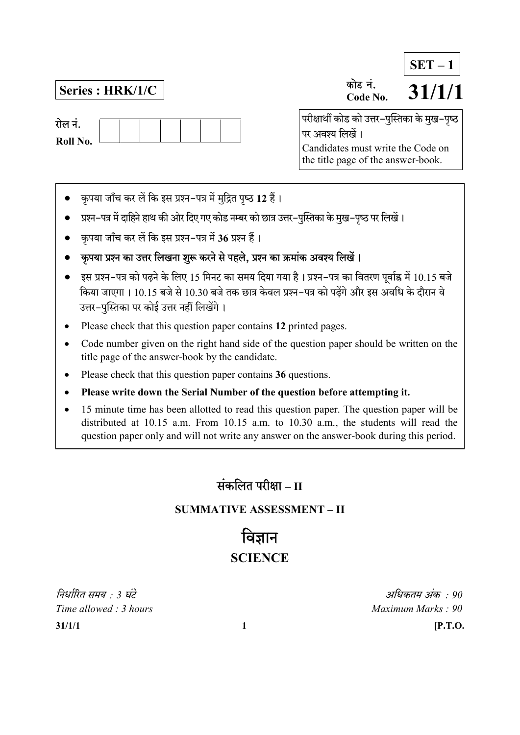**SET – 1**

**Series : HRK/1/C**

कोड नं.
Code No. **31/1/1**

रोल नं.
Roll No.

परीक्षार्थी कोड को उत्तर-पुस्तिका के मुख-पृष्ठ पर अवश्य लिखें ।
Candidates must write the Code on the title page of the answer-book.

- कृपया जाँच कर लें कि इस प्रश्न-पत्र में मुद्रित पृष्ठ **12** हैं ।
- प्रश्न-पत्र में दाहिने हाथ की ओर दिए गए कोड नम्बर को छात्र उत्तर-पुस्तिका के मुख-पृष्ठ पर लिखें ।
- कृपया जाँच कर लें कि इस प्रश्न-पत्र में **36** प्रश्न हैं ।
- **कृपया प्रश्न का उत्तर लिखना शुरू करने से पहले, प्रश्न का क्रमांक अवश्य लिखें ।**
- इस प्रश्न-पत्र को पढ़ने के लिए 15 मिनट का समय दिया गया है । प्रश्न-पत्र का वितरण पूर्वाह्न में 10.15 बजे किया जाएगा । 10.15 बजे से 10.30 बजे तक छात्र केवल प्रश्न-पत्र को पढ़ेंगे और इस अवधि के दौरान वे उत्तर-पुस्तिका पर कोई उत्तर नहीं लिखेंगे ।
- Please check that this question paper contains **12** printed pages.
- Code number given on the right hand side of the question paper should be written on the title page of the answer-book by the candidate.
- Please check that this question paper contains **36** questions.
- **Please write down the Serial Number of the question before attempting it.**
- 15 minute time has been allotted to read this question paper. The question paper will be distributed at 10.15 a.m. From 10.15 a.m. to 10.30 a.m., the students will read the question paper only and will not write any answer on the answer-book during this period.

# संकलित परीक्षा – II

## SUMMATIVE ASSESSMENT – II

# विज्ञान

## SCIENCE

*निर्धारित समय : 3 घंटे* — *अधिकतम अंक : 90*

*Time allowed : 3 hours* — *Maximum Marks : 90*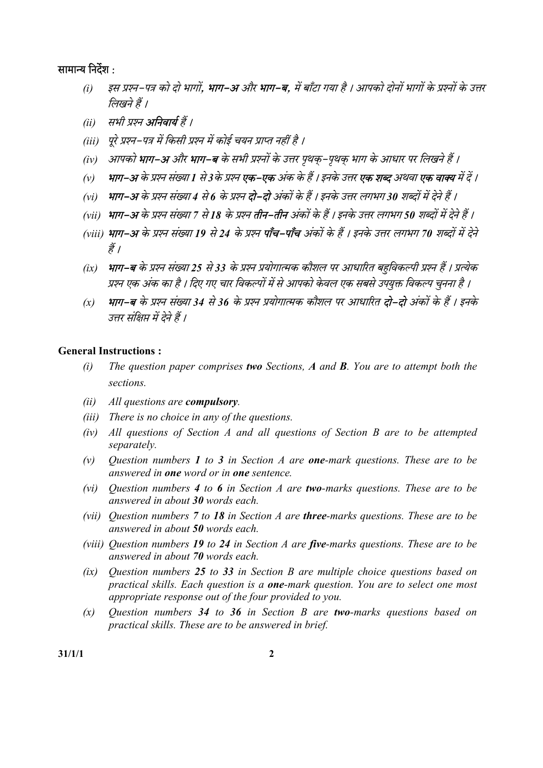सामान्य निर्देश :

*(i)* *इस प्रश्न-पत्र को दो भागों, **भाग-अ** और **भाग-ब**, में बाँटा गया है । आपको दोनों भागों के प्रश्नों के उत्तर लिखने हैं ।*

*(ii)* *सभी प्रश्न **अनिवार्य** हैं ।*

*(iii)* *पूरे प्रश्न-पत्र में किसी प्रश्न में कोई चयन प्राप्त नहीं है ।*

*(iv)* *आपको **भाग-अ** और **भाग-ब** के सभी प्रश्नों के उत्तर पृथक्-पृथक् भाग के आधार पर लिखने हैं ।*

*(v)* ***भाग-अ** के प्रश्न संख्या **1** से **3** के प्रश्न **एक-एक** अंक के हैं । इनके उत्तर **एक शब्द** अथवा **एक वाक्य** में दें ।*

*(vi)* ***भाग-अ** के प्रश्न संख्या **4** से **6** के प्रश्न **दो-दो** अंकों के हैं । इनके उत्तर लगभग **30** शब्दों में देने हैं ।*

*(vii)* ***भाग-अ** के प्रश्न संख्या **7** से **18** के प्रश्न **तीन-तीन** अंकों के हैं । इनके उत्तर लगभग **50** शब्दों में देने हैं ।*

*(viii)* ***भाग-अ** के प्रश्न संख्या **19** से **24** के प्रश्न **पाँच-पाँच** अंकों के हैं । इनके उत्तर लगभग **70** शब्दों में देने हैं ।*

*(ix)* ***भाग-ब** के प्रश्न संख्या **25** से **33** के प्रश्न प्रयोगात्मक कौशल पर आधारित बहुविकल्पी प्रश्न हैं । प्रत्येक प्रश्न एक अंक का है । दिए गए चार विकल्पों में से आपको केवल एक सबसे उपयुक्त विकल्प चुनना है ।*

*(x)* ***भाग-ब** के प्रश्न संख्या **34** से **36** के प्रश्न प्रयोगात्मक कौशल पर आधारित **दो-दो** अंकों के हैं । इनके उत्तर संक्षिप्त में देने हैं ।*

**General Instructions :**

*(i)* *The question paper comprises **two** Sections, **A** and **B**. You are to attempt both the sections.*

*(ii)* *All questions are **compulsory**.*

*(iii)* *There is no choice in any of the questions.*

*(iv)* *All questions of Section A and all questions of Section B are to be attempted separately.*

*(v)* *Question numbers **1** to **3** in Section A are **one**-mark questions. These are to be answered in **one** word or in **one** sentence.*

*(vi)* *Question numbers **4** to **6** in Section A are **two**-marks questions. These are to be answered in about **30** words each.*

*(vii)* *Question numbers **7** to **18** in Section A are **three**-marks questions. These are to be answered in about **50** words each.*

*(viii)* *Question numbers **19** to **24** in Section A are **five**-marks questions. These are to be answered in about **70** words each.*

*(ix)* *Question numbers **25** to **33** in Section B are multiple choice questions based on practical skills. Each question is a **one**-mark question. You are to select one most appropriate response out of the four provided to you.*

*(x)* *Question numbers **34** to **36** in Section B are **two**-marks questions based on practical skills. These are to be answered in brief.*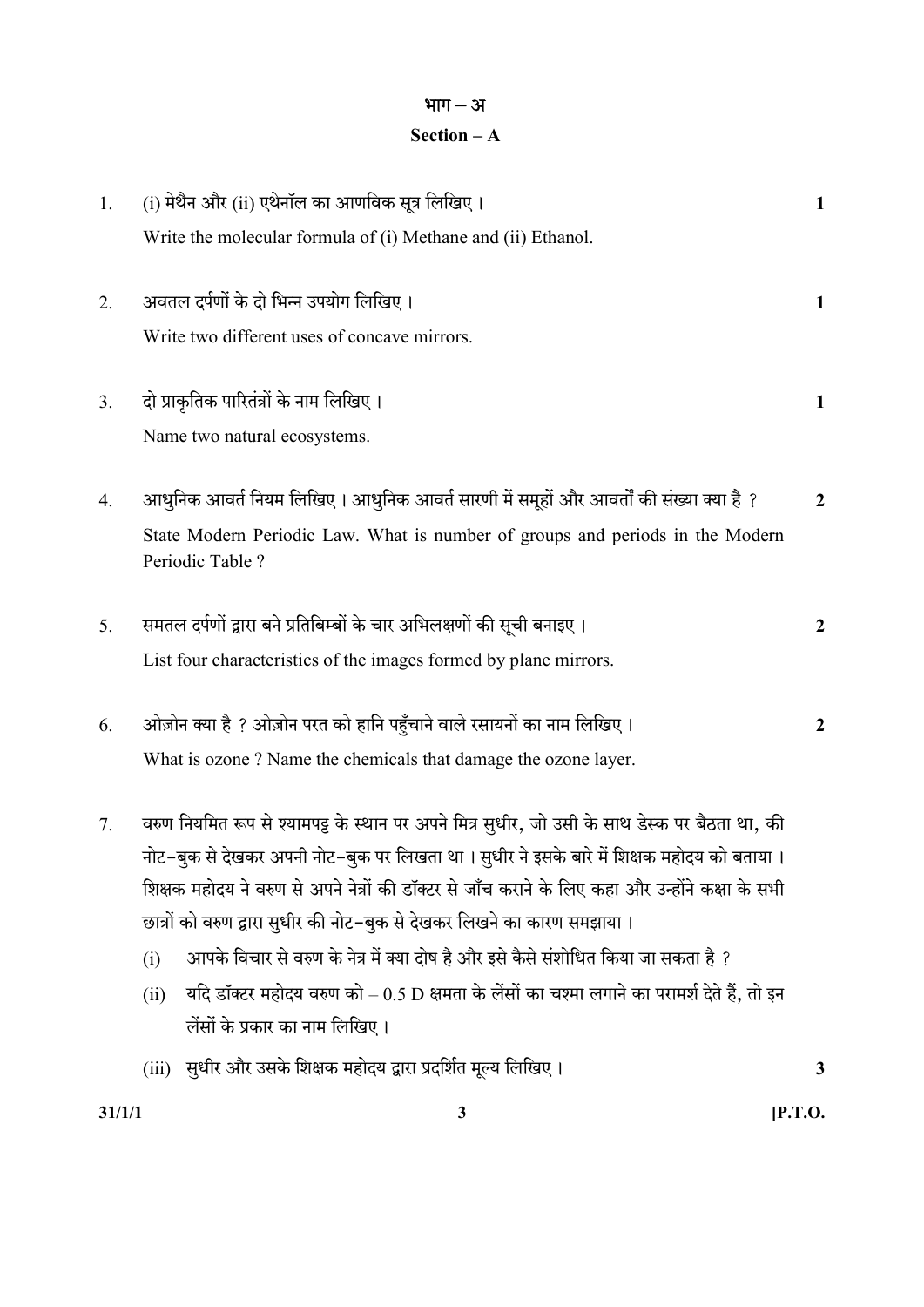## भाग – अ

## Section – A

1. (i) मेथैन और (ii) एथेनॉल का आणविक सूत्र लिखिए । **1**

   Write the molecular formula of (i) Methane and (ii) Ethanol.

2. अवतल दर्पणों के दो भिन्न उपयोग लिखिए । **1**

   Write two different uses of concave mirrors.

3. दो प्राकृतिक पारितंत्रों के नाम लिखिए । **1**

   Name two natural ecosystems.

4. आधुनिक आवर्त नियम लिखिए । आधुनिक आवर्त सारणी में समूहों और आवर्तों की संख्या क्या है ? **2**

   State Modern Periodic Law. What is number of groups and periods in the Modern Periodic Table ?

5. समतल दर्पणों द्वारा बने प्रतिबिम्बों के चार अभिलक्षणों की सूची बनाइए । **2**

   List four characteristics of the images formed by plane mirrors.

6. ओज़ोन क्या है ? ओज़ोन परत को हानि पहुँचाने वाले रसायनों का नाम लिखिए । **2**

   What is ozone ? Name the chemicals that damage the ozone layer.

7. वरुण नियमित रूप से श्यामपट्ट के स्थान पर अपने मित्र सुधीर, जो उसी के साथ डेस्क पर बैठता था, की नोट-बुक से देखकर अपनी नोट-बुक पर लिखता था । सुधीर ने इसके बारे में शिक्षक महोदय को बताया । शिक्षक महोदय ने वरुण से अपने नेत्रों की डॉक्टर से जाँच कराने के लिए कहा और उन्होंने कक्षा के सभी छात्रों को वरुण द्वारा सुधीर की नोट-बुक से देखकर लिखने का कारण समझाया ।

   (i) आपके विचार से वरुण के नेत्र में क्या दोष है और इसे कैसे संशोधित किया जा सकता है ?

   (ii) यदि डॉक्टर महोदय वरुण को – 0.5 D क्षमता के लेंसों का चश्मा लगाने का परामर्श देते हैं, तो इन लेंसों के प्रकार का नाम लिखिए ।

   (iii) सुधीर और उसके शिक्षक महोदय द्वारा प्रदर्शित मूल्य लिखिए । **3**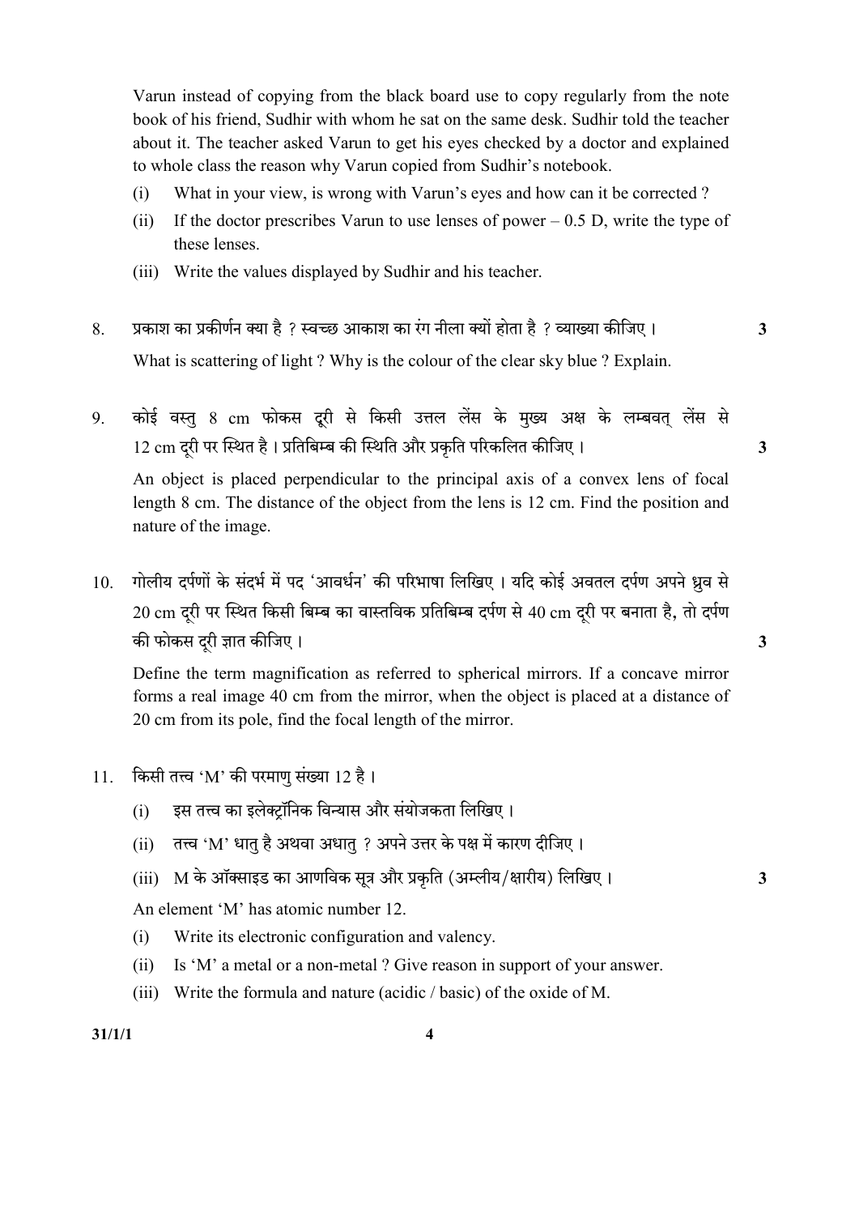Varun instead of copying from the black board use to copy regularly from the note book of his friend, Sudhir with whom he sat on the same desk. Sudhir told the teacher about it. The teacher asked Varun to get his eyes checked by a doctor and explained to whole class the reason why Varun copied from Sudhir's notebook.

(i) What in your view, is wrong with Varun's eyes and how can it be corrected ?

(ii) If the doctor prescribes Varun to use lenses of power – 0.5 D, write the type of these lenses.

(iii) Write the values displayed by Sudhir and his teacher.

8. प्रकाश का प्रकीर्णन क्या है ? स्वच्छ आकाश का रंग नीला क्यों होता है ? व्याख्या कीजिए। **3**

What is scattering of light ? Why is the colour of the clear sky blue ? Explain.

9. कोई वस्तु 8 cm फोकस दूरी से किसी उत्तल लेंस के मुख्य अक्ष के लम्बवत् लेंस से 12 cm दूरी पर स्थित है। प्रतिबिम्ब की स्थिति और प्रकृति परिकलित कीजिए। **3**

An object is placed perpendicular to the principal axis of a convex lens of focal length 8 cm. The distance of the object from the lens is 12 cm. Find the position and nature of the image.

10. गोलीय दर्पणों के संदर्भ में पद 'आवर्धन' की परिभाषा लिखिए। यदि कोई अवतल दर्पण अपने ध्रुव से 20 cm दूरी पर स्थित किसी बिम्ब का वास्तविक प्रतिबिम्ब दर्पण से 40 cm दूरी पर बनाता है, तो दर्पण की फोकस दूरी ज्ञात कीजिए। **3**

Define the term magnification as referred to spherical mirrors. If a concave mirror forms a real image 40 cm from the mirror, when the object is placed at a distance of 20 cm from its pole, find the focal length of the mirror.

11. किसी तत्त्व 'M' की परमाणु संख्या 12 है।

(i) इस तत्त्व का इलेक्ट्रॉनिक विन्यास और संयोजकता लिखिए।

(ii) तत्त्व 'M' धातु है अथवा अधातु ? अपने उत्तर के पक्ष में कारण दीजिए।

(iii) M के ऑक्साइड का आणविक सूत्र और प्रकृति (अम्लीय/क्षारीय) लिखिए। **3**

An element 'M' has atomic number 12.

(i) Write its electronic configuration and valency.

(ii) Is 'M' a metal or a non-metal ? Give reason in support of your answer.

(iii) Write the formula and nature (acidic / basic) of the oxide of M.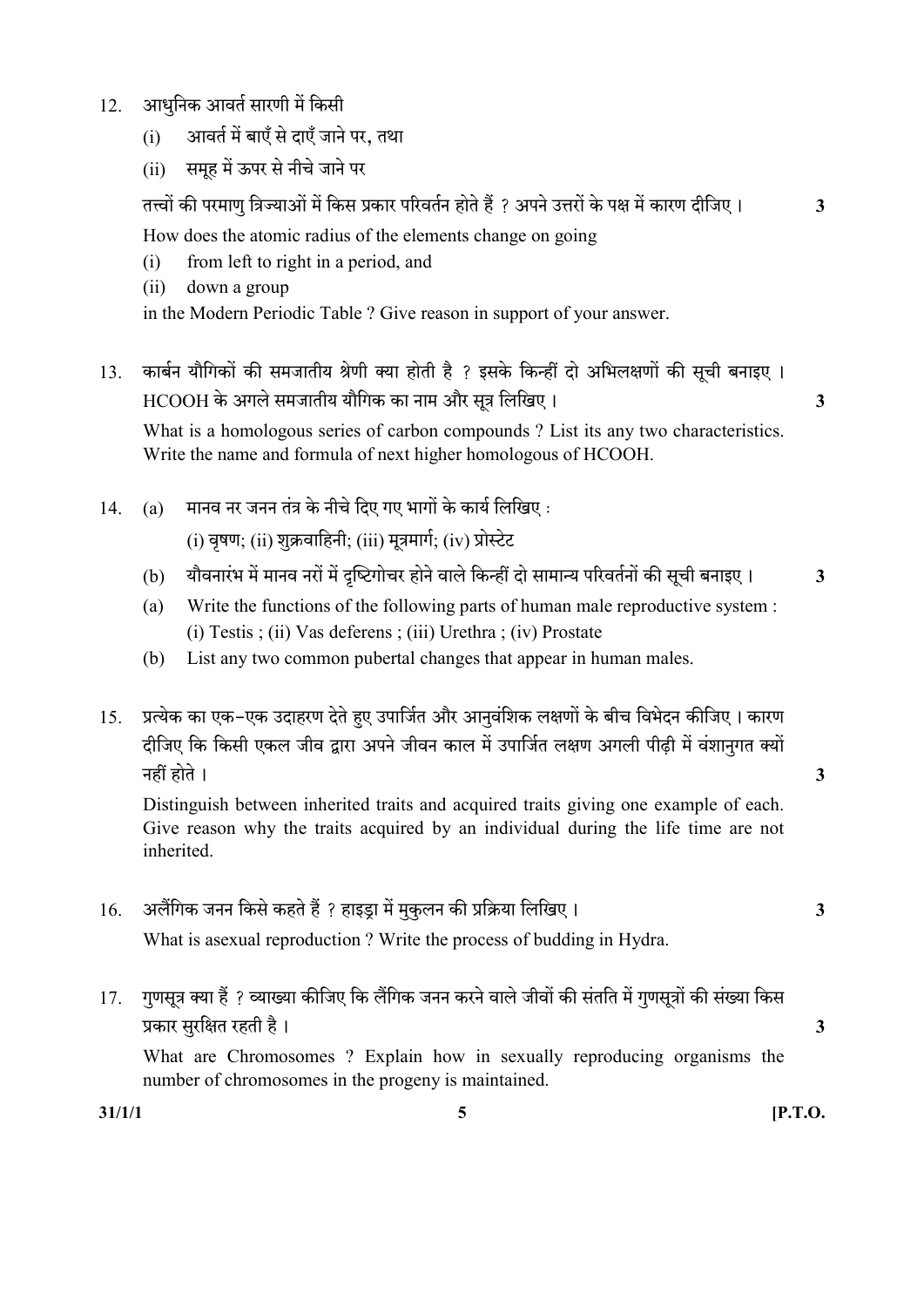12. आधुनिक आवर्त सारणी में किसी

    (i) आवर्त में बाएँ से दाएँ जाने पर, तथा

    (ii) समूह में ऊपर से नीचे जाने पर

    तत्त्वों की परमाणु त्रिज्याओं में किस प्रकार परिवर्तन होते हैं ? अपने उत्तरों के पक्ष में कारण दीजिए। **3**

    How does the atomic radius of the elements change on going

    (i) from left to right in a period, and

    (ii) down a group

    in the Modern Periodic Table ? Give reason in support of your answer.

13. कार्बन यौगिकों की समजातीय श्रेणी क्या होती है ? इसके किन्हीं दो अभिलक्षणों की सूची बनाइए। $HCOOH$ के अगले समजातीय यौगिक का नाम और सूत्र लिखिए। **3**

    What is a homologous series of carbon compounds ? List its any two characteristics. Write the name and formula of next higher homologous of $HCOOH$.

14. (a) मानव नर जनन तंत्र के नीचे दिए गए भागों के कार्य लिखिए :

    (i) वृषण; (ii) शुक्रवाहिनी; (iii) मूत्रमार्ग; (iv) प्रोस्टेट

    (b) यौवनारंभ में मानव नरों में दृष्टिगोचर होने वाले किन्हीं दो सामान्य परिवर्तनों की सूची बनाइए। **3**

    (a) Write the functions of the following parts of human male reproductive system :

    (i) Testis ; (ii) Vas deferens ; (iii) Urethra ; (iv) Prostate

    (b) List any two common pubertal changes that appear in human males.

15. प्रत्येक का एक-एक उदाहरण देते हुए उपार्जित और आनुवंशिक लक्षणों के बीच विभेदन कीजिए। कारण दीजिए कि किसी एकल जीव द्वारा अपने जीवन काल में उपार्जित लक्षण अगली पीढ़ी में वंशानुगत क्यों नहीं होते। **3**

    Distinguish between inherited traits and acquired traits giving one example of each. Give reason why the traits acquired by an individual during the life time are not inherited.

16. अलैंगिक जनन किसे कहते हैं ? हाइड्रा में मुकुलन की प्रक्रिया लिखिए। **3**

    What is asexual reproduction ? Write the process of budding in Hydra.

17. गुणसूत्र क्या हैं ? व्याख्या कीजिए कि लैंगिक जनन करने वाले जीवों की संतति में गुणसूत्रों की संख्या किस प्रकार सुरक्षित रहती है। **3**

    What are Chromosomes ? Explain how in sexually reproducing organisms the number of chromosomes in the progeny is maintained.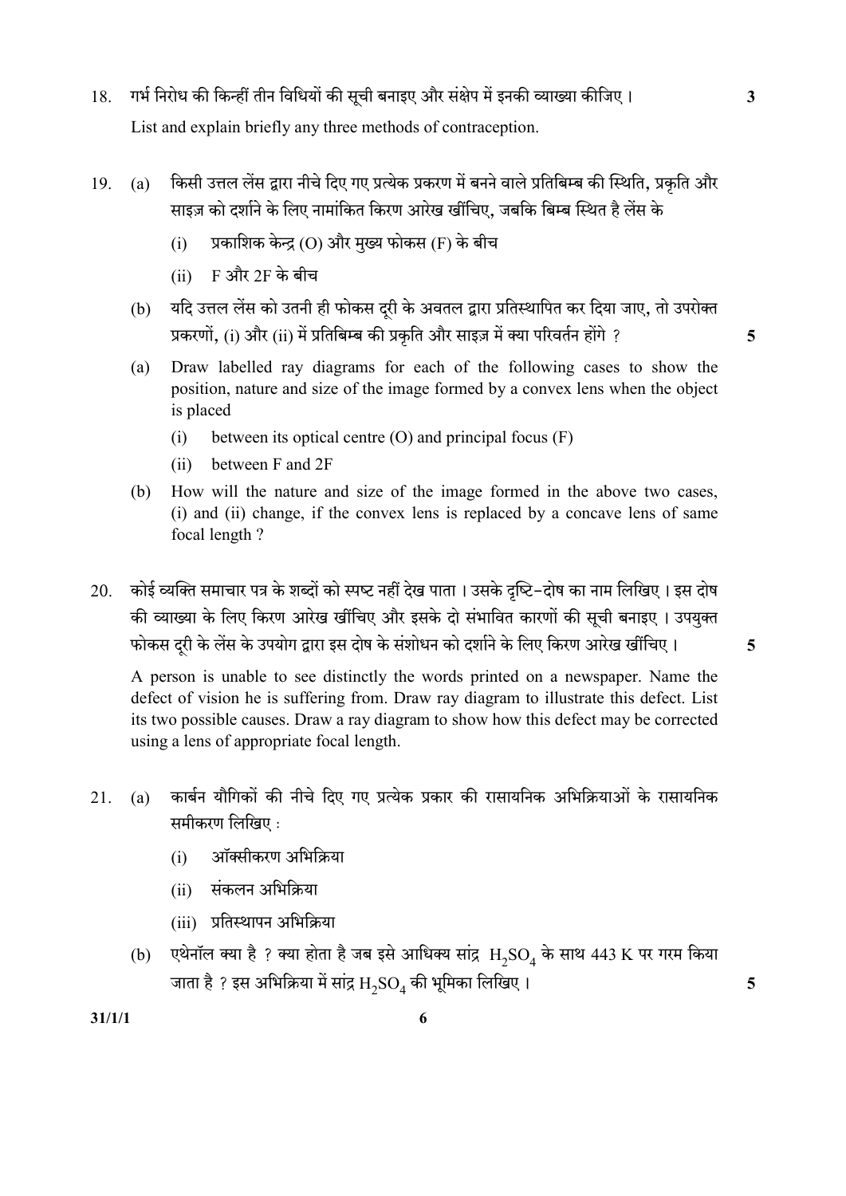18. गर्भ निरोध की किन्हीं तीन विधियों की सूची बनाइए और संक्षेप में इनकी व्याख्या कीजिए । **3**

List and explain briefly any three methods of contraception.

19. (a) किसी उत्तल लेंस द्वारा नीचे दिए गए प्रत्येक प्रकरण में बनने वाले प्रतिबिम्ब की स्थिति, प्रकृति और साइज़ को दर्शाने के लिए नामांकित किरण आरेख खींचिए, जबकि बिम्ब स्थित है लेंस के

(i) प्रकाशिक केन्द्र (O) और मुख्य फोकस (F) के बीच

(ii) F और 2F के बीच

(b) यदि उत्तल लेंस को उतनी ही फोकस दूरी के अवतल द्वारा प्रतिस्थापित कर दिया जाए, तो उपरोक्त प्रकरणों, (i) और (ii) में प्रतिबिम्ब की प्रकृति और साइज़ में क्या परिवर्तन होंगे ? **5**

(a) Draw labelled ray diagrams for each of the following cases to show the position, nature and size of the image formed by a convex lens when the object is placed

(i) between its optical centre (O) and principal focus (F)

(ii) between F and 2F

(b) How will the nature and size of the image formed in the above two cases, (i) and (ii) change, if the convex lens is replaced by a concave lens of same focal length ?

20. कोई व्यक्ति समाचार पत्र के शब्दों को स्पष्ट नहीं देख पाता । उसके दृष्टि-दोष का नाम लिखिए । इस दोष की व्याख्या के लिए किरण आरेख खींचिए और इसके दो संभावित कारणों की सूची बनाइए । उपयुक्त फोकस दूरी के लेंस के उपयोग द्वारा इस दोष के संशोधन को दर्शाने के लिए किरण आरेख खींचिए । **5**

A person is unable to see distinctly the words printed on a newspaper. Name the defect of vision he is suffering from. Draw ray diagram to illustrate this defect. List its two possible causes. Draw a ray diagram to show how this defect may be corrected using a lens of appropriate focal length.

21. (a) कार्बन यौगिकों की नीचे दिए गए प्रत्येक प्रकार की रासायनिक अभिक्रियाओं के रासायनिक समीकरण लिखिए :

(i) ऑक्सीकरण अभिक्रिया

(ii) संकलन अभिक्रिया

(iii) प्रतिस्थापन अभिक्रिया

(b) एथेनॉल क्या है ? क्या होता है जब इसे आधिक्य सांद्र $H_2SO_4$ के साथ 443 K पर गरम किया जाता है ? इस अभिक्रिया में सांद्र $H_2SO_4$ की भूमिका लिखिए । **5**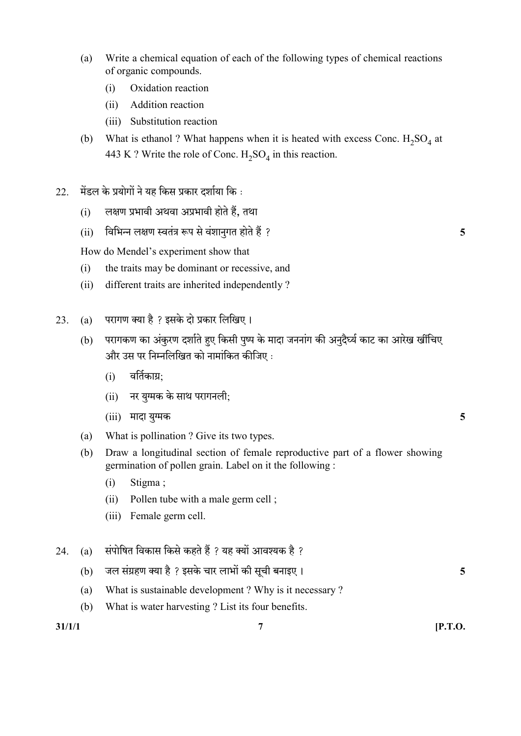(a) Write a chemical equation of each of the following types of chemical reactions of organic compounds.

(i) Oxidation reaction

(ii) Addition reaction

(iii) Substitution reaction

(b) What is ethanol ? What happens when it is heated with excess Conc. $H_2SO_4$ at 443 K ? Write the role of Conc. $H_2SO_4$ in this reaction.

22. मेंडल के प्रयोगों ने यह किस प्रकार दर्शाया कि :

(i) लक्षण प्रभावी अथवा अप्रभावी होते हैं, तथा

(ii) विभिन्न लक्षण स्वतंत्र रूप से वंशानुगत होते हैं ? **5**

How do Mendel's experiment show that

(i) the traits may be dominant or recessive, and

(ii) different traits are inherited independently ?

23. (a) परागण क्या है ? इसके दो प्रकार लिखिए ।

(b) परागकण का अंकुरण दर्शाते हुए किसी पुष्प के मादा जननांग की अनुदैर्ध्य काट का आरेख खींचिए और उस पर निम्नलिखित को नामांकित कीजिए :

(i) वर्तिकाग्र;

(ii) नर युग्मक के साथ परागनली;

(iii) मादा युग्मक **5**

(a) What is pollination ? Give its two types.

(b) Draw a longitudinal section of female reproductive part of a flower showing germination of pollen grain. Label on it the following :

(i) Stigma ;

(ii) Pollen tube with a male germ cell ;

(iii) Female germ cell.

24. (a) संपोषित विकास किसे कहते हैं ? यह क्यों आवश्यक है ?

(b) जल संग्रहण क्या है ? इसके चार लाभों की सूची बनाइए । **5**

(a) What is sustainable development ? Why is it necessary ?

(b) What is water harvesting ? List its four benefits.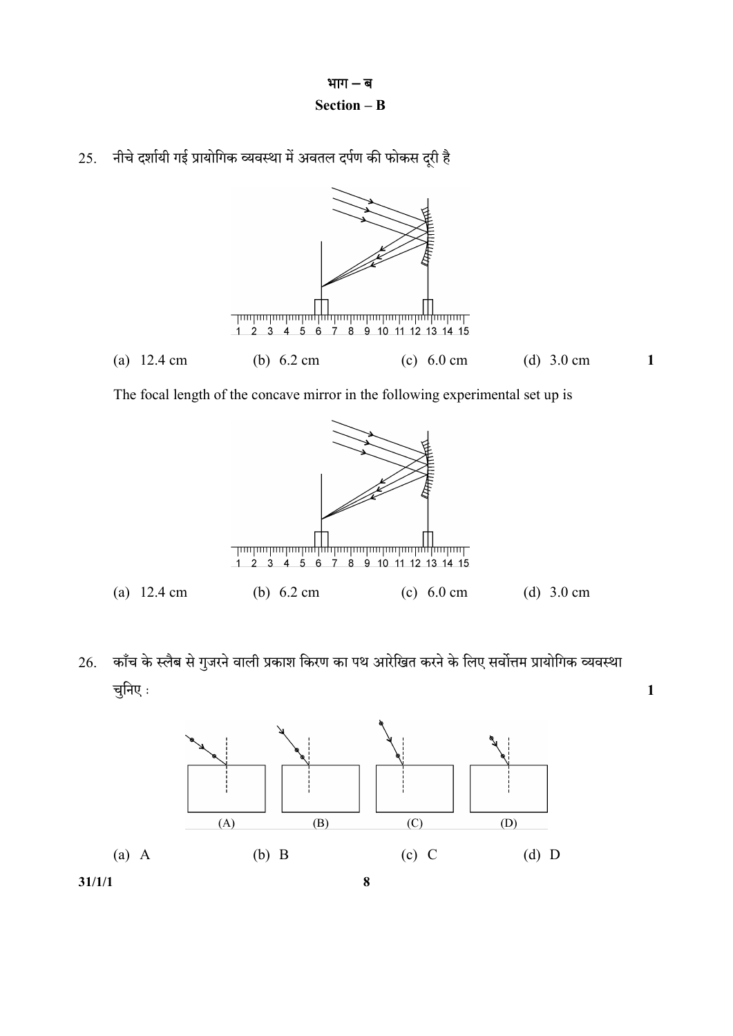## भाग – ब

## Section – B

25. नीचे दर्शायी गई प्रायोगिक व्यवस्था में अवतल दर्पण की फोकस दूरी है

(a) 12.4 cm (b) 6.2 cm (c) 6.0 cm (d) 3.0 cm **1**

The focal length of the concave mirror in the following experimental set up is

(a) 12.4 cm (b) 6.2 cm (c) 6.0 cm (d) 3.0 cm

26. काँच के स्लैब से गुजरने वाली प्रकाश किरण का पथ आरेखित करने के लिए सर्वोत्तम प्रायोगिक व्यवस्था चुनिए : **1**

(A) (B) (C) (D)

(a) A (b) B (c) C (d) D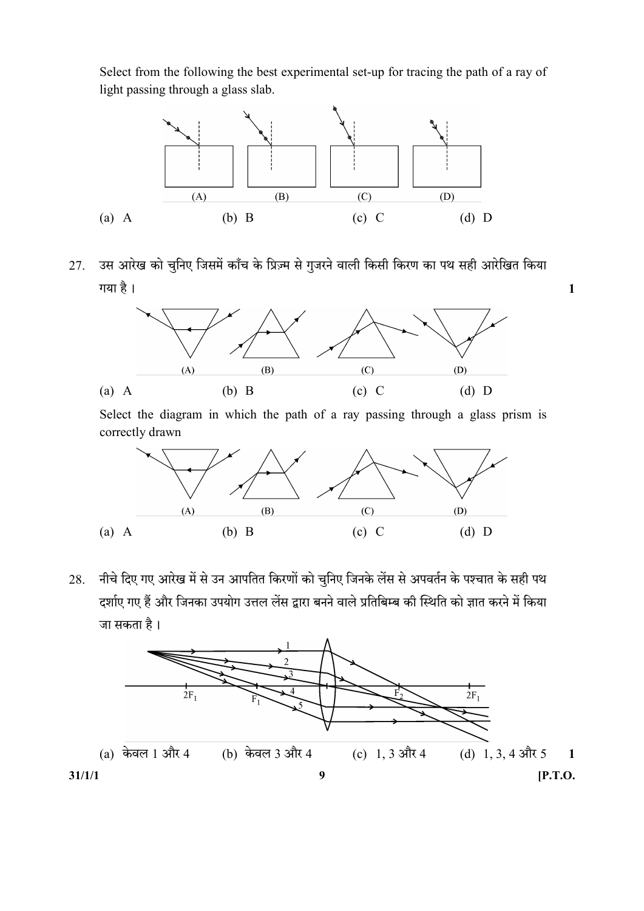Select from the following the best experimental set-up for tracing the path of a ray of light passing through a glass slab.

(A) (B) (C) (D)

(a) A (b) B (c) C (d) D

27. उस आरेख को चुनिए जिसमें काँच के प्रिज़्म से गुजरने वाली किसी किरण का पथ सही आरेखित किया गया है । **1**

(A) (B) (C) (D)

(a) A (b) B (c) C (d) D

Select the diagram in which the path of a ray passing through a glass prism is correctly drawn

(A) (B) (C) (D)

(a) A (b) B (c) C (d) D

28. नीचे दिए गए आरेख में से उन आपतित किरणों को चुनिए जिनके लेंस से अपवर्तन के पश्चात के सही पथ दर्शाए गए हैं और जिनका उपयोग उत्तल लेंस द्वारा बनने वाले प्रतिबिम्ब की स्थिति को ज्ञात करने में किया जा सकता है ।

1, 2, 3, 4, 5, $2F_1$, $F_1$, $F_2$, $2F_1$

(a) केवल 1 और 4 (b) केवल 3 और 4 (c) 1, 3 और 4 (d) 1, 3, 4 और 5 **1**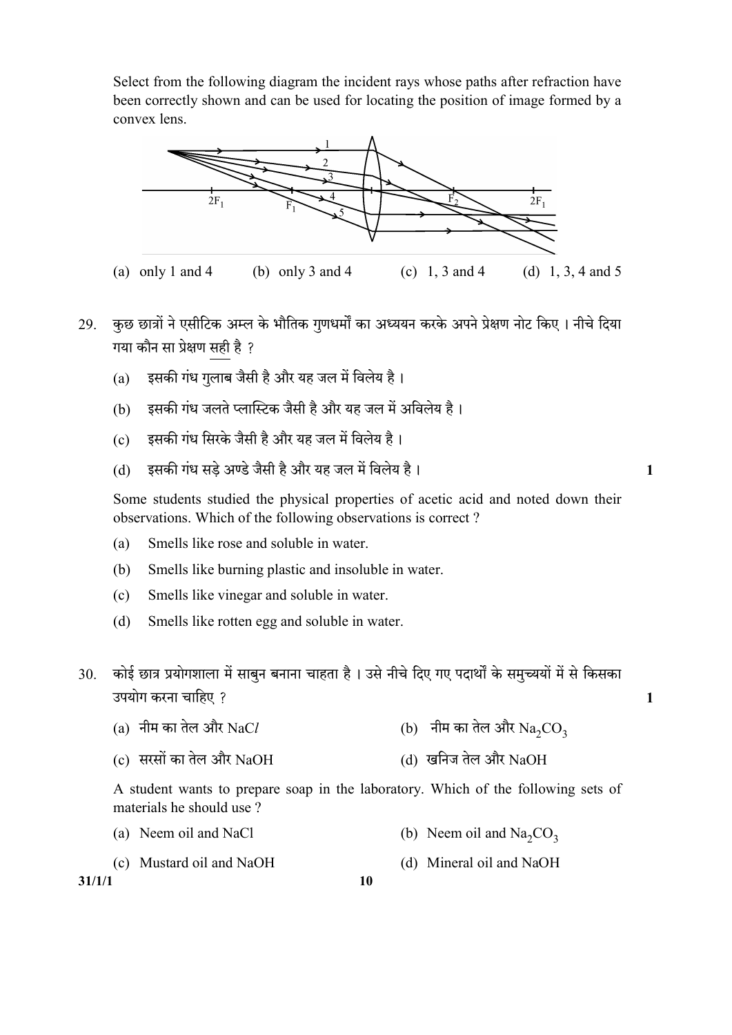Select from the following diagram the incident rays whose paths after refraction have been correctly shown and can be used for locating the position of image formed by a convex lens.

(a) only 1 and 4 (b) only 3 and 4 (c) 1, 3 and 4 (d) 1, 3, 4 and 5

29. कुछ छात्रों ने एसीटिक अम्ल के भौतिक गुणधर्मों का अध्ययन करके अपने प्रेक्षण नोट किए । नीचे दिया गया कौन सा प्रेक्षण सही है ?

(a) इसकी गंध गुलाब जैसी है और यह जल में विलेय है ।

(b) इसकी गंध जलते प्लास्टिक जैसी है और यह जल में अविलेय है ।

(c) इसकी गंध सिरके जैसी है और यह जल में विलेय है ।

(d) इसकी गंध सड़े अण्डे जैसी है और यह जल में विलेय है । **1**

Some students studied the physical properties of acetic acid and noted down their observations. Which of the following observations is correct ?

(a) Smells like rose and soluble in water.

(b) Smells like burning plastic and insoluble in water.

(c) Smells like vinegar and soluble in water.

(d) Smells like rotten egg and soluble in water.

30. कोई छात्र प्रयोगशाला में साबुन बनाना चाहता है । उसे नीचे दिए गए पदार्थों के समुच्चयों में से किसका उपयोग करना चाहिए ? **1**

(a) नीम का तेल और $NaCl$ (b) नीम का तेल और $Na_2CO_3$

(c) सरसों का तेल और $NaOH$ (d) खनिज तेल और $NaOH$

A student wants to prepare soap in the laboratory. Which of the following sets of materials he should use ?

(a) Neem oil and $NaCl$ (b) Neem oil and $Na_2CO_3$

(c) Mustard oil and $NaOH$ (d) Mineral oil and $NaOH$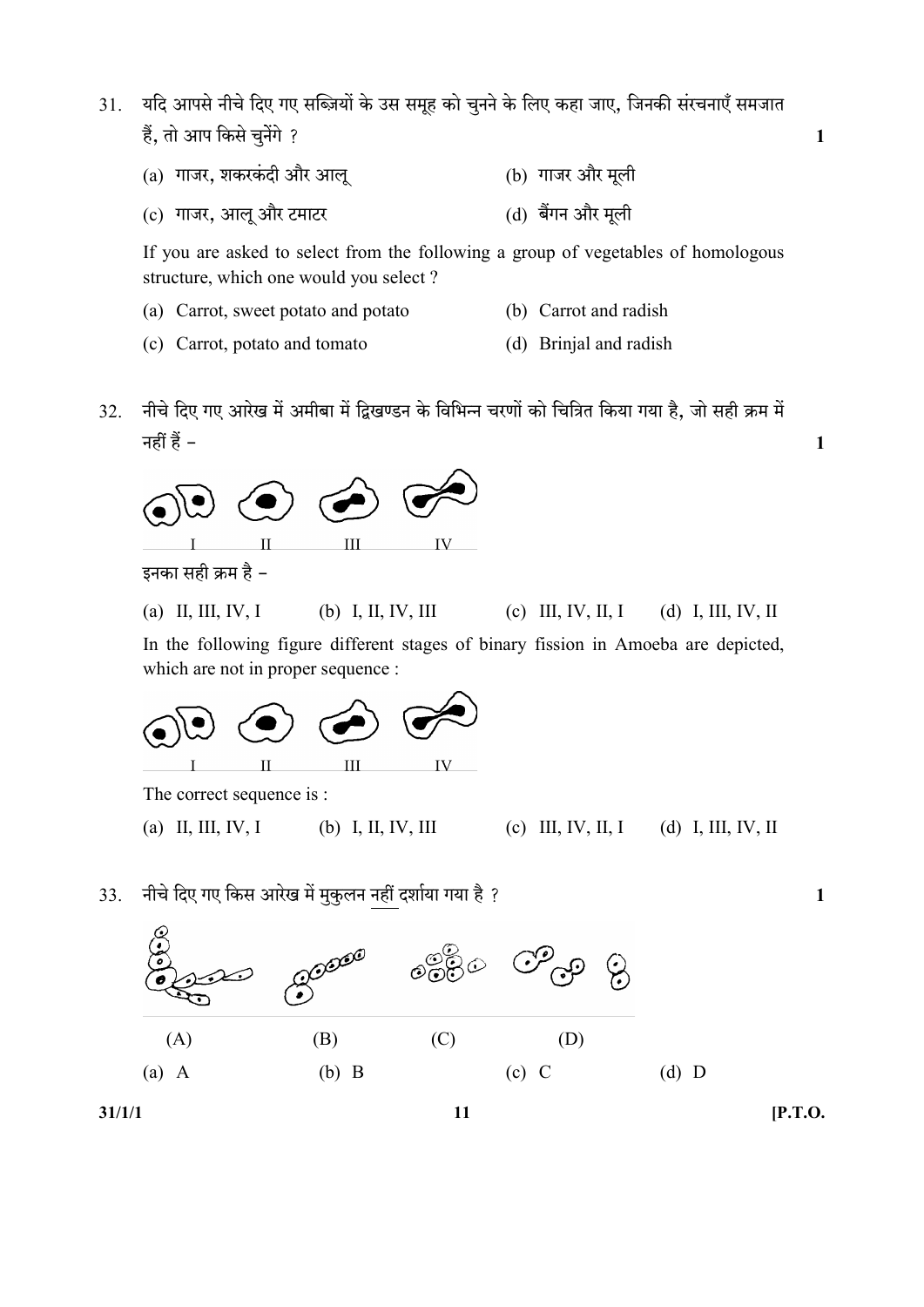31\. यदि आपसे नीचे दिए गए सब्ज़ियों के उस समूह को चुनने के लिए कहा जाए, जिनकी संरचनाएँ समजात हैं, तो आप किसे चुनेंगे ? **1**

(a) गाजर, शकरकंदी और आलू (b) गाजर और मूली

(c) गाजर, आलू और टमाटर (d) बैंगन और मूली

If you are asked to select from the following a group of vegetables of homologous structure, which one would you select ?

(a) Carrot, sweet potato and potato (b) Carrot and radish

(c) Carrot, potato and tomato (d) Brinjal and radish

32\. नीचे दिए गए आरेख में अमीबा में द्विखण्डन के विभिन्न चरणों को चित्रित किया गया है, जो सही क्रम में नहीं हैं – **1**

I II III IV

इनका सही क्रम है –

(a) II, III, IV, I (b) I, II, IV, III (c) III, IV, II, I (d) I, III, IV, II

In the following figure different stages of binary fission in Amoeba are depicted, which are not in proper sequence :

I II III IV

The correct sequence is :

(a) II, III, IV, I (b) I, II, IV, III (c) III, IV, II, I (d) I, III, IV, II

33\. नीचे दिए गए किस आरेख में मुकुलन नहीं दर्शाया गया है ? **1**

(A) (B) (C) (D)

(a) A (b) B (c) C (d) D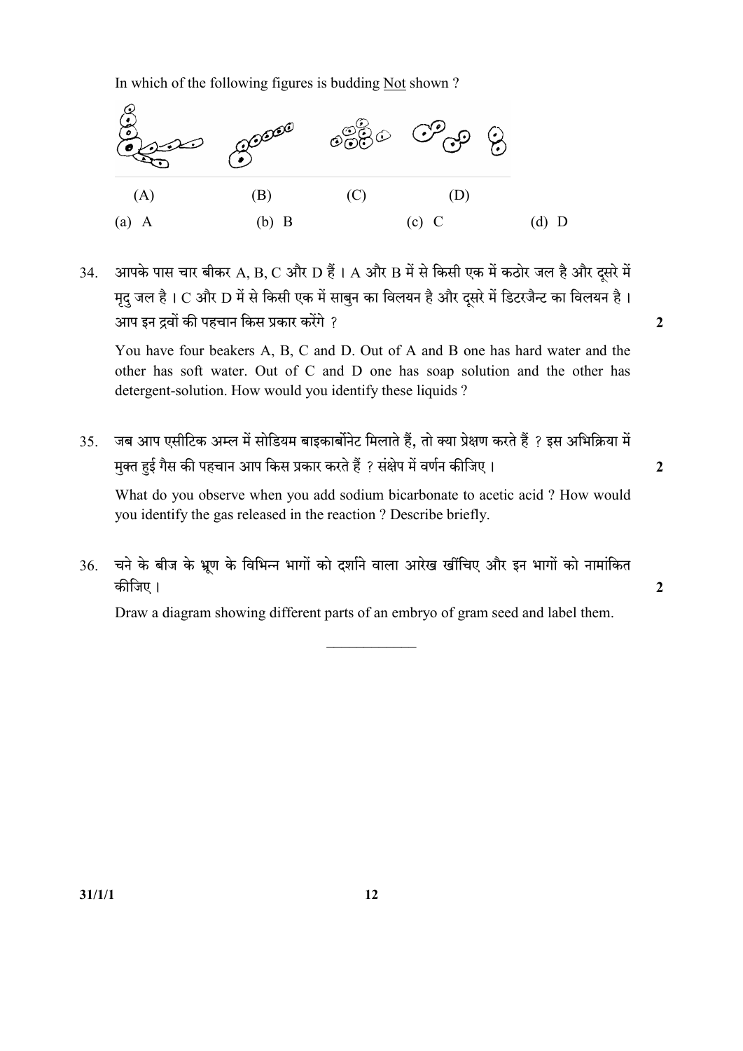In which of the following figures is budding Not shown ?

(A) (B) (C) (D)

(a) A (b) B (c) C (d) D

34. आपके पास चार बीकर A, B, C और D हैं । A और B में से किसी एक में कठोर जल है और दूसरे में मृदु जल है । C और D में से किसी एक में साबुन का विलयन है और दूसरे में डिटरजैन्ट का विलयन है । आप इन द्रवों की पहचान किस प्रकार करेंगे ? **2**

You have four beakers A, B, C and D. Out of A and B one has hard water and the other has soft water. Out of C and D one has soap solution and the other has detergent-solution. How would you identify these liquids ?

35. जब आप एसीटिक अम्ल में सोडियम बाइकार्बोनेट मिलाते हैं, तो क्या प्रेक्षण करते हैं ? इस अभिक्रिया में मुक्त हुई गैस की पहचान आप किस प्रकार करते हैं ? संक्षेप में वर्णन कीजिए । **2**

What do you observe when you add sodium bicarbonate to acetic acid ? How would you identify the gas released in the reaction ? Describe briefly.

36. चने के बीज के भ्रूण के विभिन्न भागों को दर्शाने वाला आरेख खींचिए और इन भागों को नामांकित कीजिए । **2**

Draw a diagram showing different parts of an embryo of gram seed and label them.

---